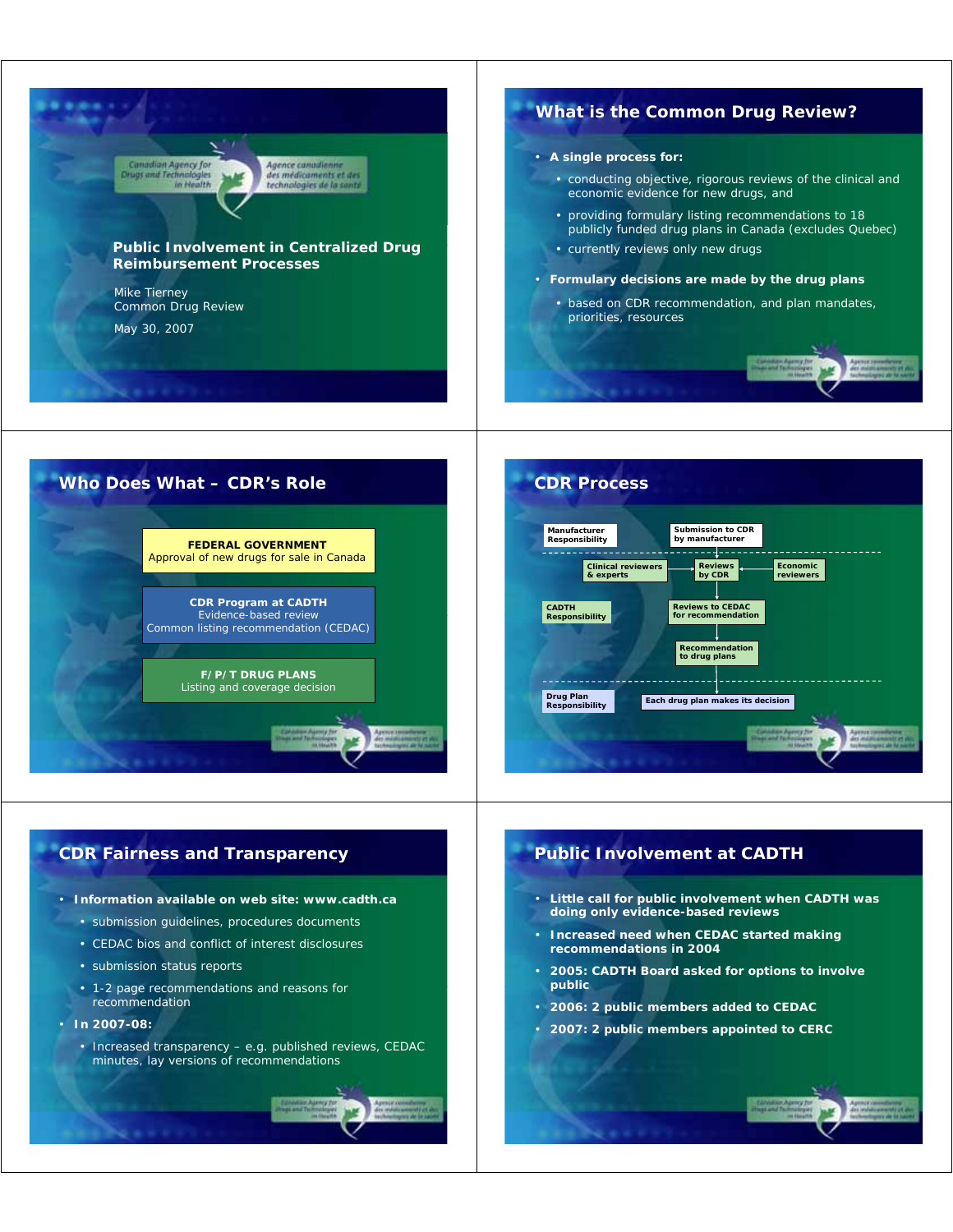## Public Involvement in Centralized Drug Reimbursement Processes

Mike Tierney
Common Drug Review

May 30, 2007

## What is the Common Drug Review?

- **A single process for:**
  - conducting objective, rigorous reviews of the clinical and economic evidence for new drugs, and
  - providing formulary listing recommendations to 18 publicly funded drug plans in Canada (excludes Quebec)
  - currently reviews only new drugs
- **Formulary decisions are made by the drug plans**
  - based on CDR recommendation, and plan mandates, priorities, resources

## Who Does What – CDR's Role

**FEDERAL GOVERNMENT**
Approval of new drugs for sale in Canada

**CDR Program at CADTH**
Evidence-based review
Common listing recommendation (CEDAC)

**F/P/T DRUG PLANS**
Listing and coverage decision

## CDR Process

**Manufacturer Responsibility**
- Submission to CDR by manufacturer

**CADTH Responsibility**
- Clinical reviewers & experts → Reviews by CDR ← Economic reviewers
- Reviews to CEDAC for recommendation
- Recommendation to drug plans

**Drug Plan Responsibility**
- Each drug plan makes its decision

## CDR Fairness and Transparency

- **Information available on web site: www.cadth.ca**
  - submission guidelines, procedures documents
  - CEDAC bios and conflict of interest disclosures
  - submission status reports
  - 1-2 page recommendations and reasons for recommendation
- **In 2007-08:**
  - Increased transparency – e.g. published reviews, CEDAC minutes, lay versions of recommendations

## Public Involvement at CADTH

- **Little call for public involvement when CADTH was doing only evidence-based reviews**
- **Increased need when CEDAC started making recommendations in 2004**
- **2005: CADTH Board asked for options to involve public**
- **2006: 2 public members added to CEDAC**
- **2007: 2 public members appointed to CERC**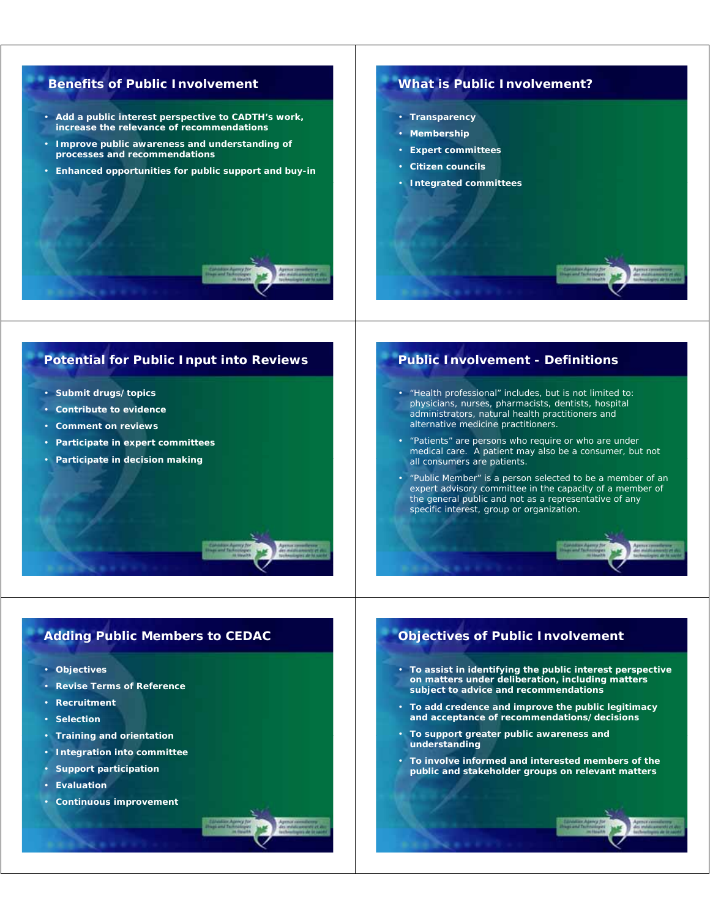## Benefits of Public Involvement

- **Add a public interest perspective to CADTH's work, increase the relevance of recommendations**
- **Improve public awareness and understanding of processes and recommendations**
- **Enhanced opportunities for public support and buy-in**

## What is Public Involvement?

- **Transparency**
- **Membership**
- **Expert committees**
- **Citizen councils**
- **Integrated committees**

## Potential for Public Input into Reviews

- **Submit drugs/topics**
- **Contribute to evidence**
- **Comment on reviews**
- **Participate in expert committees**
- **Participate in decision making**

## Public Involvement - Definitions

- "Health professional" includes, but is not limited to: physicians, nurses, pharmacists, dentists, hospital administrators, natural health practitioners and alternative medicine practitioners.
- "Patients" are persons who require or who are under medical care. A patient may also be a consumer, but not all consumers are patients.
- "Public Member" is a person selected to be a member of an expert advisory committee in the capacity of a member of the general public and not as a representative of any specific interest, group or organization.

## Adding Public Members to CEDAC

- **Objectives**
- **Revise Terms of Reference**
- **Recruitment**
- **Selection**
- **Training and orientation**
- **Integration into committee**
- **Support participation**
- **Evaluation**
- **Continuous improvement**

## Objectives of Public Involvement

- **To assist in identifying the public interest perspective on matters under deliberation, including matters subject to advice and recommendations**
- **To add credence and improve the public legitimacy and acceptance of recommendations/decisions**
- **To support greater public awareness and understanding**
- **To involve informed and interested members of the public and stakeholder groups on relevant matters**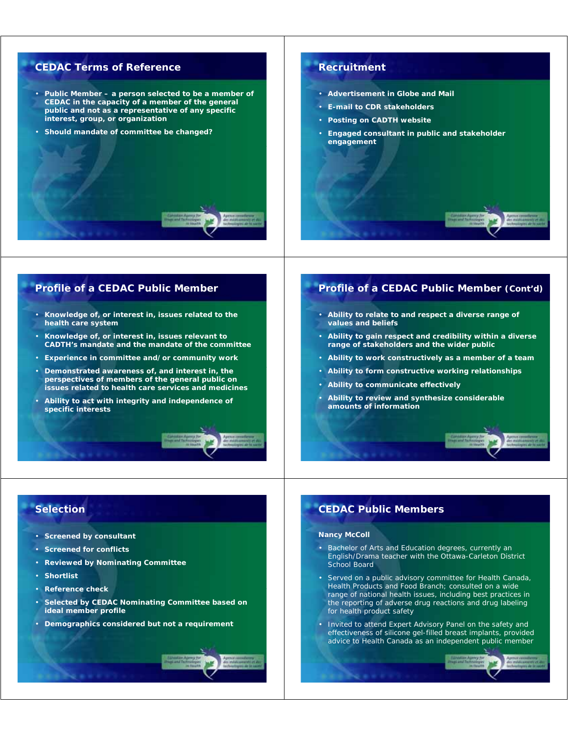## CEDAC Terms of Reference

- Public Member – a person selected to be a member of CEDAC in the capacity of a member of the general public and not as a representative of any specific interest, group, or organization
- Should mandate of committee be changed?

## Recruitment

- Advertisement in Globe and Mail
- E-mail to CDR stakeholders
- Posting on CADTH website
- Engaged consultant in public and stakeholder engagement

## Profile of a CEDAC Public Member

- Knowledge of, or interest in, issues related to the health care system
- Knowledge of, or interest in, issues relevant to CADTH's mandate and the mandate of the committee
- Experience in committee and/or community work
- Demonstrated awareness of, and interest in, the perspectives of members of the general public on issues related to health care services and medicines
- Ability to act with integrity and independence of specific interests

## Profile of a CEDAC Public Member (Cont'd)

- Ability to relate to and respect a diverse range of values and beliefs
- Ability to gain respect and credibility within a diverse range of stakeholders and the wider public
- Ability to work constructively as a member of a team
- Ability to form constructive working relationships
- Ability to communicate effectively
- Ability to review and synthesize considerable amounts of information

## Selection

- Screened by consultant
- Screened for conflicts
- Reviewed by Nominating Committee
- Shortlist
- Reference check
- Selected by CEDAC Nominating Committee based on ideal member profile
- Demographics considered but not a requirement

## CEDAC Public Members

**Nancy McColl**

- Bachelor of Arts and Education degrees, currently an English/Drama teacher with the Ottawa-Carleton District School Board
- Served on a public advisory committee for Health Canada, Health Products and Food Branch; consulted on a wide range of national health issues, including best practices in the reporting of adverse drug reactions and drug labeling for health product safety
- Invited to attend Expert Advisory Panel on the safety and effectiveness of silicone gel-filled breast implants, provided advice to Health Canada as an independent public member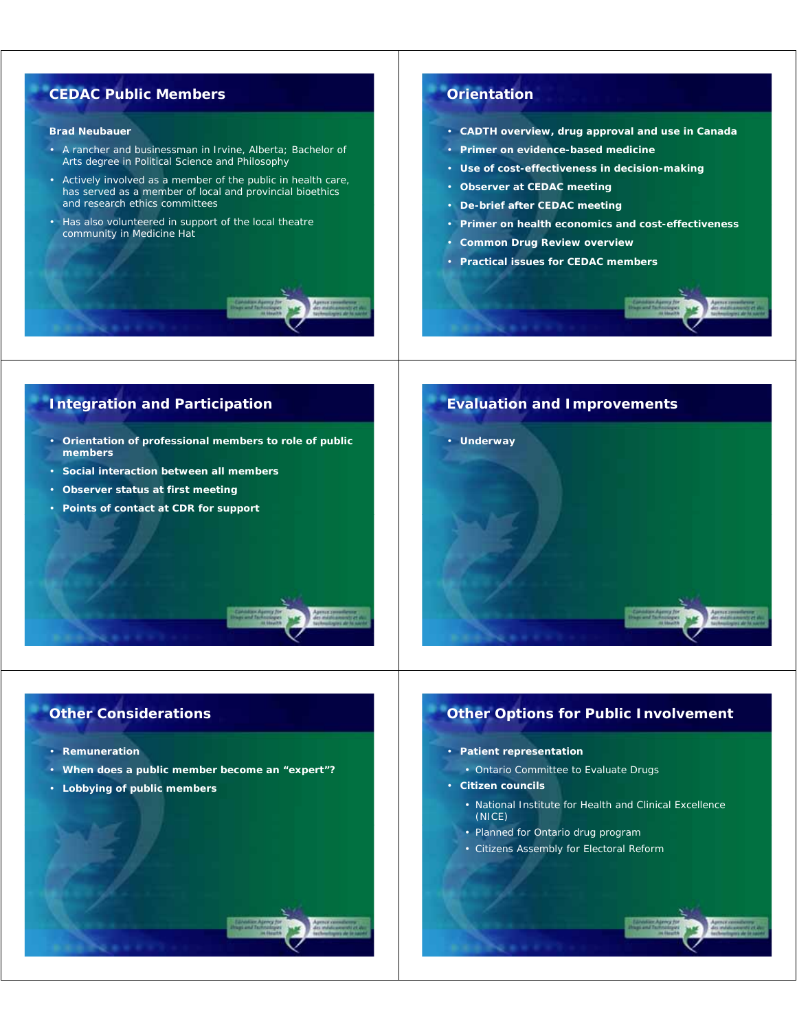## CEDAC Public Members

**Brad Neubauer**

- A rancher and businessman in Irvine, Alberta; Bachelor of Arts degree in Political Science and Philosophy
- Actively involved as a member of the public in health care, has served as a member of local and provincial bioethics and research ethics committees
- Has also volunteered in support of the local theatre community in Medicine Hat

## Orientation

- **CADTH overview, drug approval and use in Canada**
- **Primer on evidence-based medicine**
- **Use of cost-effectiveness in decision-making**
- **Observer at CEDAC meeting**
- **De-brief after CEDAC meeting**
- **Primer on health economics and cost-effectiveness**
- **Common Drug Review overview**
- **Practical issues for CEDAC members**

## Integration and Participation

- **Orientation of professional members to role of public members**
- **Social interaction between all members**
- **Observer status at first meeting**
- **Points of contact at CDR for support**

## Evaluation and Improvements

- **Underway**

## Other Considerations

- **Remuneration**
- **When does a public member become an "expert"?**
- **Lobbying of public members**

## Other Options for Public Involvement

- **Patient representation**
  - Ontario Committee to Evaluate Drugs
- **Citizen councils**
  - National Institute for Health and Clinical Excellence (NICE)
  - Planned for Ontario drug program
  - Citizens Assembly for Electoral Reform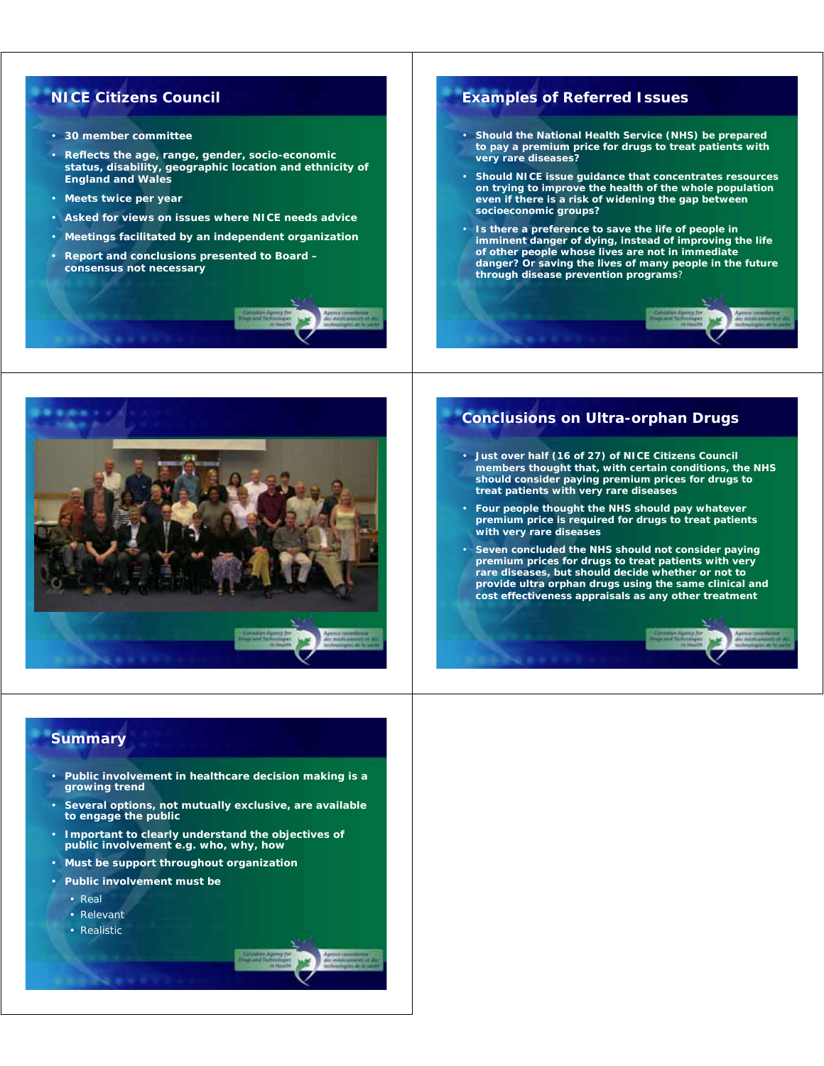## NICE Citizens Council

- 30 member committee
- Reflects the age, range, gender, socio-economic status, disability, geographic location and ethnicity of England and Wales
- Meets twice per year
- Asked for views on issues where NICE needs advice
- Meetings facilitated by an independent organization
- Report and conclusions presented to Board – consensus not necessary

## Examples of Referred Issues

- Should the National Health Service (NHS) be prepared to pay a premium price for drugs to treat patients with very rare diseases?
- Should NICE issue guidance that concentrates resources on trying to improve the health of the whole population even if there is a risk of widening the gap between socioeconomic groups?
- Is there a preference to save the life of people in imminent danger of dying, instead of improving the life of other people whose lives are not in immediate danger? Or saving the lives of many people in the future through disease prevention programs?

## Conclusions on Ultra-orphan Drugs

- Just over half (16 of 27) of NICE Citizens Council members thought that, with certain conditions, the NHS should consider paying premium prices for drugs to treat patients with very rare diseases
- Four people thought the NHS should pay whatever premium price is required for drugs to treat patients with very rare diseases
- Seven concluded the NHS should not consider paying premium prices for drugs to treat patients with very rare diseases, but should decide whether or not to provide ultra orphan drugs using the same clinical and cost effectiveness appraisals as any other treatment

## Summary

- Public involvement in healthcare decision making is a growing trend
- Several options, not mutually exclusive, are available to engage the public
- Important to clearly understand the objectives of public involvement e.g. who, why, how
- Must be support throughout organization
- Public involvement must be
  - Real
  - Relevant
  - Realistic